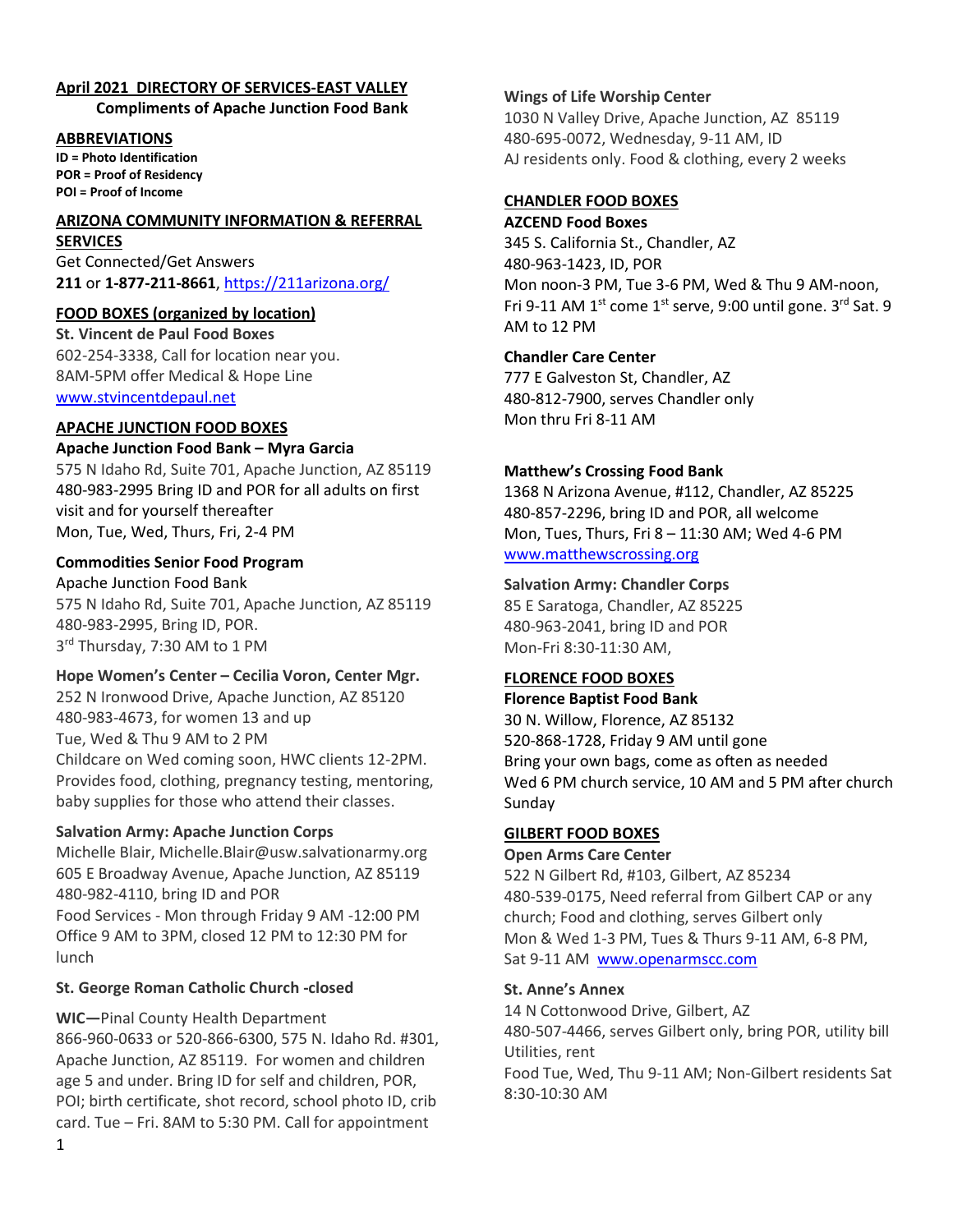## April 2021 DIRECTORY OF SERVICES-EAST VALLEY

**Compliments of Apache Junction Food Bank**

### ABBREVIATIONS

**ID = Photo Identification**
**POR = Proof of Residency**
**POI = Proof of Income**

### ARIZONA COMMUNITY INFORMATION & REFERRAL SERVICES

Get Connected/Get Answers
**211** or **1-877-211-8661**, https://211arizona.org/

### FOOD BOXES (organized by location)

**St. Vincent de Paul Food Boxes**
602-254-3338, Call for location near you.
8AM-5PM offer Medical & Hope Line
www.stvincentdepaul.net

### APACHE JUNCTION FOOD BOXES

**Apache Junction Food Bank – Myra Garcia**
575 N Idaho Rd, Suite 701, Apache Junction, AZ 85119
480-983-2995 Bring ID and POR for all adults on first visit and for yourself thereafter
Mon, Tue, Wed, Thurs, Fri, 2-4 PM

**Commodities Senior Food Program**
Apache Junction Food Bank
575 N Idaho Rd, Suite 701, Apache Junction, AZ 85119
480-983-2995, Bring ID, POR.
3rd Thursday, 7:30 AM to 1 PM

**Hope Women's Center – Cecilia Voron, Center Mgr.**
252 N Ironwood Drive, Apache Junction, AZ 85120
480-983-4673, for women 13 and up
Tue, Wed & Thu 9 AM to 2 PM
Childcare on Wed coming soon, HWC clients 12-2PM.
Provides food, clothing, pregnancy testing, mentoring, baby supplies for those who attend their classes.

**Salvation Army: Apache Junction Corps**
Michelle Blair, Michelle.Blair@usw.salvationarmy.org
605 E Broadway Avenue, Apache Junction, AZ 85119
480-982-4110, bring ID and POR
Food Services - Mon through Friday 9 AM -12:00 PM
Office 9 AM to 3PM, closed 12 PM to 12:30 PM for lunch

**St. George Roman Catholic Church -closed**

**WIC—**Pinal County Health Department
866-960-0633 or 520-866-6300, 575 N. Idaho Rd. #301, Apache Junction, AZ 85119. For women and children age 5 and under. Bring ID for self and children, POR, POI; birth certificate, shot record, school photo ID, crib card. Tue – Fri. 8AM to 5:30 PM. Call for appointment

**Wings of Life Worship Center**
1030 N Valley Drive, Apache Junction, AZ 85119
480-695-0072, Wednesday, 9-11 AM, ID
AJ residents only. Food & clothing, every 2 weeks

### CHANDLER FOOD BOXES

**AZCEND Food Boxes**
345 S. California St., Chandler, AZ
480-963-1423, ID, POR
Mon noon-3 PM, Tue 3-6 PM, Wed & Thu 9 AM-noon, Fri 9-11 AM 1st come 1st serve, 9:00 until gone. 3rd Sat. 9 AM to 12 PM

**Chandler Care Center**
777 E Galveston St, Chandler, AZ
480-812-7900, serves Chandler only
Mon thru Fri 8-11 AM

**Matthew's Crossing Food Bank**
1368 N Arizona Avenue, #112, Chandler, AZ 85225
480-857-2296, bring ID and POR, all welcome
Mon, Tues, Thurs, Fri 8 – 11:30 AM; Wed 4-6 PM
www.matthewscrossing.org

**Salvation Army: Chandler Corps**
85 E Saratoga, Chandler, AZ 85225
480-963-2041, bring ID and POR
Mon-Fri 8:30-11:30 AM,

### FLORENCE FOOD BOXES

**Florence Baptist Food Bank**
30 N. Willow, Florence, AZ 85132
520-868-1728, Friday 9 AM until gone
Bring your own bags, come as often as needed
Wed 6 PM church service, 10 AM and 5 PM after church Sunday

### GILBERT FOOD BOXES

**Open Arms Care Center**
522 N Gilbert Rd, #103, Gilbert, AZ 85234
480-539-0175, Need referral from Gilbert CAP or any church; Food and clothing, serves Gilbert only
Mon & Wed 1-3 PM, Tues & Thurs 9-11 AM, 6-8 PM, Sat 9-11 AM www.openarmscc.com

**St. Anne's Annex**
14 N Cottonwood Drive, Gilbert, AZ
480-507-4466, serves Gilbert only, bring POR, utility bill Utilities, rent
Food Tue, Wed, Thu 9-11 AM; Non-Gilbert residents Sat 8:30-10:30 AM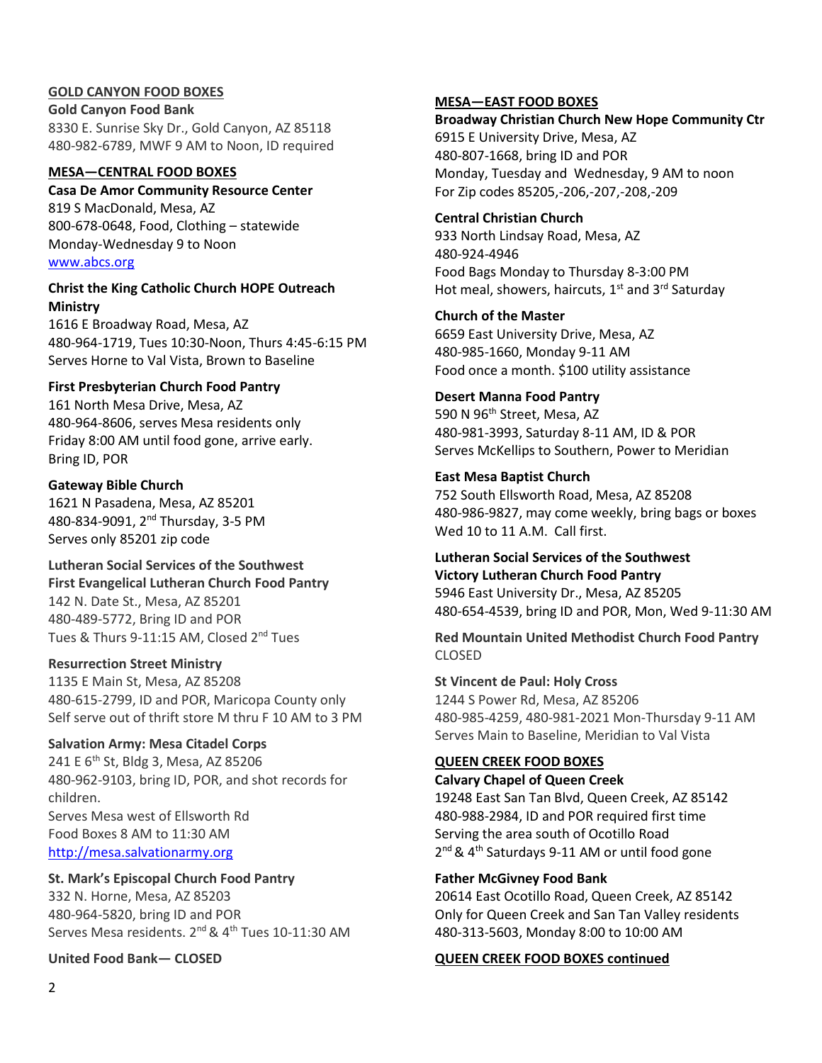## GOLD CANYON FOOD BOXES

**Gold Canyon Food Bank**
8330 E. Sunrise Sky Dr., Gold Canyon, AZ 85118
480-982-6789, MWF 9 AM to Noon, ID required

## MESA—CENTRAL FOOD BOXES

**Casa De Amor Community Resource Center**
819 S MacDonald, Mesa, AZ
800-678-0648, Food, Clothing – statewide
Monday-Wednesday 9 to Noon
[www.abcs.org](www.abcs.org)

**Christ the King Catholic Church HOPE Outreach Ministry**
1616 E Broadway Road, Mesa, AZ
480-964-1719, Tues 10:30-Noon, Thurs 4:45-6:15 PM
Serves Horne to Val Vista, Brown to Baseline

**First Presbyterian Church Food Pantry**
161 North Mesa Drive, Mesa, AZ
480-964-8606, serves Mesa residents only
Friday 8:00 AM until food gone, arrive early.
Bring ID, POR

**Gateway Bible Church**
1621 N Pasadena, Mesa, AZ 85201
480-834-9091, 2nd Thursday, 3-5 PM
Serves only 85201 zip code

**Lutheran Social Services of the Southwest**
**First Evangelical Lutheran Church Food Pantry**
142 N. Date St., Mesa, AZ 85201
480-489-5772, Bring ID and POR
Tues & Thurs 9-11:15 AM, Closed 2nd Tues

**Resurrection Street Ministry**
1135 E Main St, Mesa, AZ 85208
480-615-2799, ID and POR, Maricopa County only
Self serve out of thrift store M thru F 10 AM to 3 PM

**Salvation Army: Mesa Citadel Corps**
241 E 6th St, Bldg 3, Mesa, AZ 85206
480-962-9103, bring ID, POR, and shot records for children.
Serves Mesa west of Ellsworth Rd
Food Boxes 8 AM to 11:30 AM
[http://mesa.salvationarmy.org](http://mesa.salvationarmy.org)

**St. Mark's Episcopal Church Food Pantry**
332 N. Horne, Mesa, AZ 85203
480-964-5820, bring ID and POR
Serves Mesa residents. 2nd & 4th Tues 10-11:30 AM

**United Food Bank— CLOSED**

## MESA—EAST FOOD BOXES

**Broadway Christian Church New Hope Community Ctr**
6915 E University Drive, Mesa, AZ
480-807-1668, bring ID and POR
Monday, Tuesday and Wednesday, 9 AM to noon
For Zip codes 85205,-206,-207,-208,-209

**Central Christian Church**
933 North Lindsay Road, Mesa, AZ
480-924-4946
Food Bags Monday to Thursday 8-3:00 PM
Hot meal, showers, haircuts, 1st and 3rd Saturday

**Church of the Master**
6659 East University Drive, Mesa, AZ
480-985-1660, Monday 9-11 AM
Food once a month. $100 utility assistance

**Desert Manna Food Pantry**
590 N 96th Street, Mesa, AZ
480-981-3993, Saturday 8-11 AM, ID & POR
Serves McKellips to Southern, Power to Meridian

**East Mesa Baptist Church**
752 South Ellsworth Road, Mesa, AZ 85208
480-986-9827, may come weekly, bring bags or boxes
Wed 10 to 11 A.M. Call first.

**Lutheran Social Services of the Southwest**
**Victory Lutheran Church Food Pantry**
5946 East University Dr., Mesa, AZ 85205
480-654-4539, bring ID and POR, Mon, Wed 9-11:30 AM

**Red Mountain United Methodist Church Food Pantry**
CLOSED

**St Vincent de Paul: Holy Cross**
1244 S Power Rd, Mesa, AZ 85206
480-985-4259, 480-981-2021 Mon-Thursday 9-11 AM
Serves Main to Baseline, Meridian to Val Vista

## QUEEN CREEK FOOD BOXES

**Calvary Chapel of Queen Creek**
19248 East San Tan Blvd, Queen Creek, AZ 85142
480-988-2984, ID and POR required first time
Serving the area south of Ocotillo Road
2nd & 4th Saturdays 9-11 AM or until food gone

**Father McGivney Food Bank**
20614 East Ocotillo Road, Queen Creek, AZ 85142
Only for Queen Creek and San Tan Valley residents
480-313-5603, Monday 8:00 to 10:00 AM

## QUEEN CREEK FOOD BOXES continued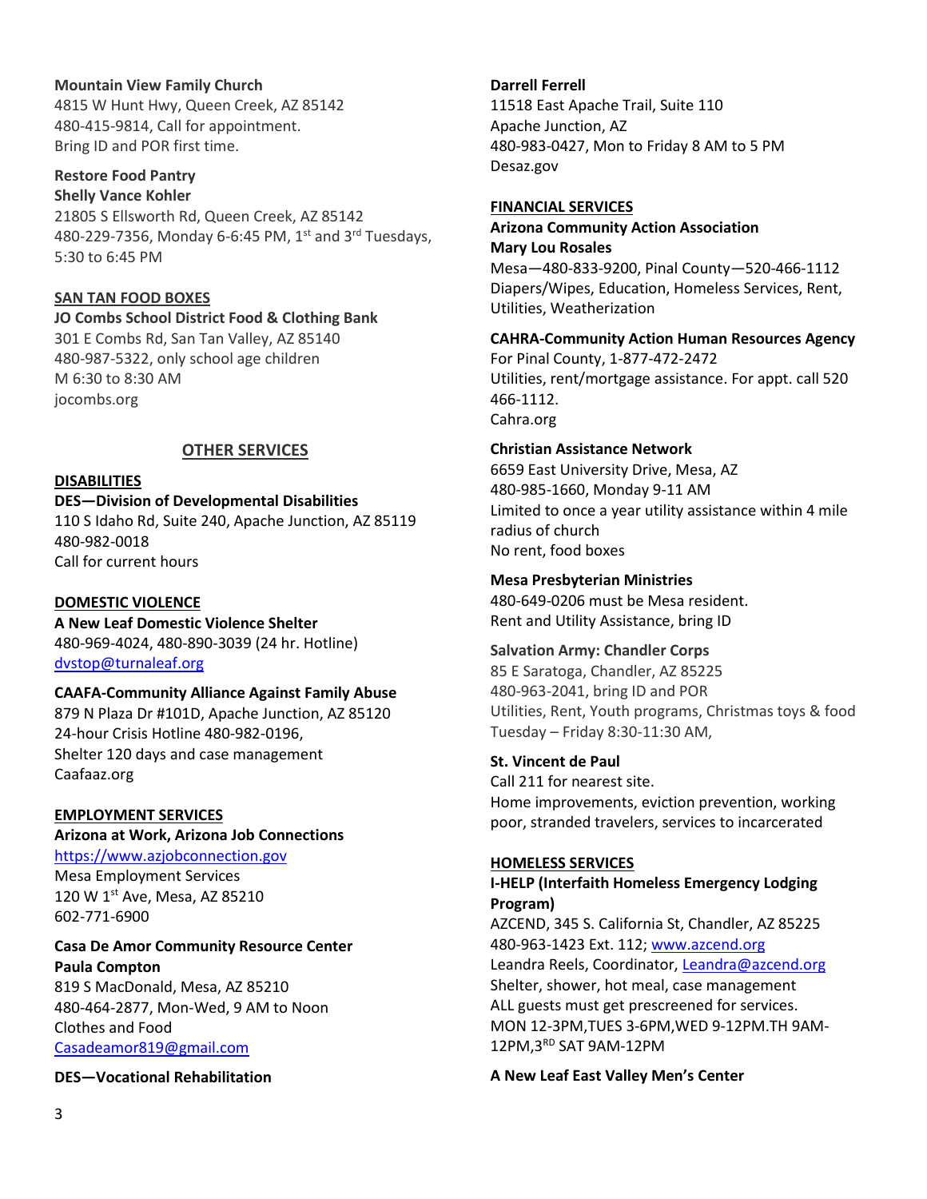**Mountain View Family Church**
4815 W Hunt Hwy, Queen Creek, AZ 85142
480-415-9814, Call for appointment.
Bring ID and POR first time.

**Restore Food Pantry**
**Shelly Vance Kohler**
21805 S Ellsworth Rd, Queen Creek, AZ 85142
480-229-7356, Monday 6-6:45 PM, 1st and 3rd Tuesdays, 5:30 to 6:45 PM

**SAN TAN FOOD BOXES**

**JO Combs School District Food & Clothing Bank**
301 E Combs Rd, San Tan Valley, AZ 85140
480-987-5322, only school age children
M 6:30 to 8:30 AM
jocombs.org

## OTHER SERVICES

**DISABILITIES**

**DES—Division of Developmental Disabilities**
110 S Idaho Rd, Suite 240, Apache Junction, AZ 85119
480-982-0018
Call for current hours

**DOMESTIC VIOLENCE**

**A New Leaf Domestic Violence Shelter**
480-969-4024, 480-890-3039 (24 hr. Hotline)
dvstop@turnaleaf.org

**CAAFA-Community Alliance Against Family Abuse**
879 N Plaza Dr #101D, Apache Junction, AZ 85120
24-hour Crisis Hotline 480-982-0196,
Shelter 120 days and case management
Caafaaz.org

**EMPLOYMENT SERVICES**

**Arizona at Work, Arizona Job Connections**
https://www.azjobconnection.gov
Mesa Employment Services
120 W 1st Ave, Mesa, AZ 85210
602-771-6900

**Casa De Amor Community Resource Center**
**Paula Compton**
819 S MacDonald, Mesa, AZ 85210
480-464-2877, Mon-Wed, 9 AM to Noon
Clothes and Food
Casadeamor819@gmail.com

**DES—Vocational Rehabilitation**

**Darrell Ferrell**
11518 East Apache Trail, Suite 110
Apache Junction, AZ
480-983-0427, Mon to Friday 8 AM to 5 PM
Desaz.gov

**FINANCIAL SERVICES**

**Arizona Community Action Association**
**Mary Lou Rosales**
Mesa—480-833-9200, Pinal County—520-466-1112
Diapers/Wipes, Education, Homeless Services, Rent, Utilities, Weatherization

**CAHRA-Community Action Human Resources Agency**
For Pinal County, 1-877-472-2472
Utilities, rent/mortgage assistance. For appt. call 520 466-1112.
Cahra.org

**Christian Assistance Network**
6659 East University Drive, Mesa, AZ
480-985-1660, Monday 9-11 AM
Limited to once a year utility assistance within 4 mile radius of church
No rent, food boxes

**Mesa Presbyterian Ministries**
480-649-0206 must be Mesa resident.
Rent and Utility Assistance, bring ID

**Salvation Army: Chandler Corps**
85 E Saratoga, Chandler, AZ 85225
480-963-2041, bring ID and POR
Utilities, Rent, Youth programs, Christmas toys & food
Tuesday – Friday 8:30-11:30 AM,

**St. Vincent de Paul**
Call 211 for nearest site.
Home improvements, eviction prevention, working poor, stranded travelers, services to incarcerated

**HOMELESS SERVICES**

**I-HELP (Interfaith Homeless Emergency Lodging Program)**
AZCEND, 345 S. California St, Chandler, AZ 85225
480-963-1423 Ext. 112; www.azcend.org
Leandra Reels, Coordinator, Leandra@azcend.org
Shelter, shower, hot meal, case management
ALL guests must get prescreened for services.
MON 12-3PM,TUES 3-6PM,WED 9-12PM.TH 9AM-12PM,3RD SAT 9AM-12PM

**A New Leaf East Valley Men's Center**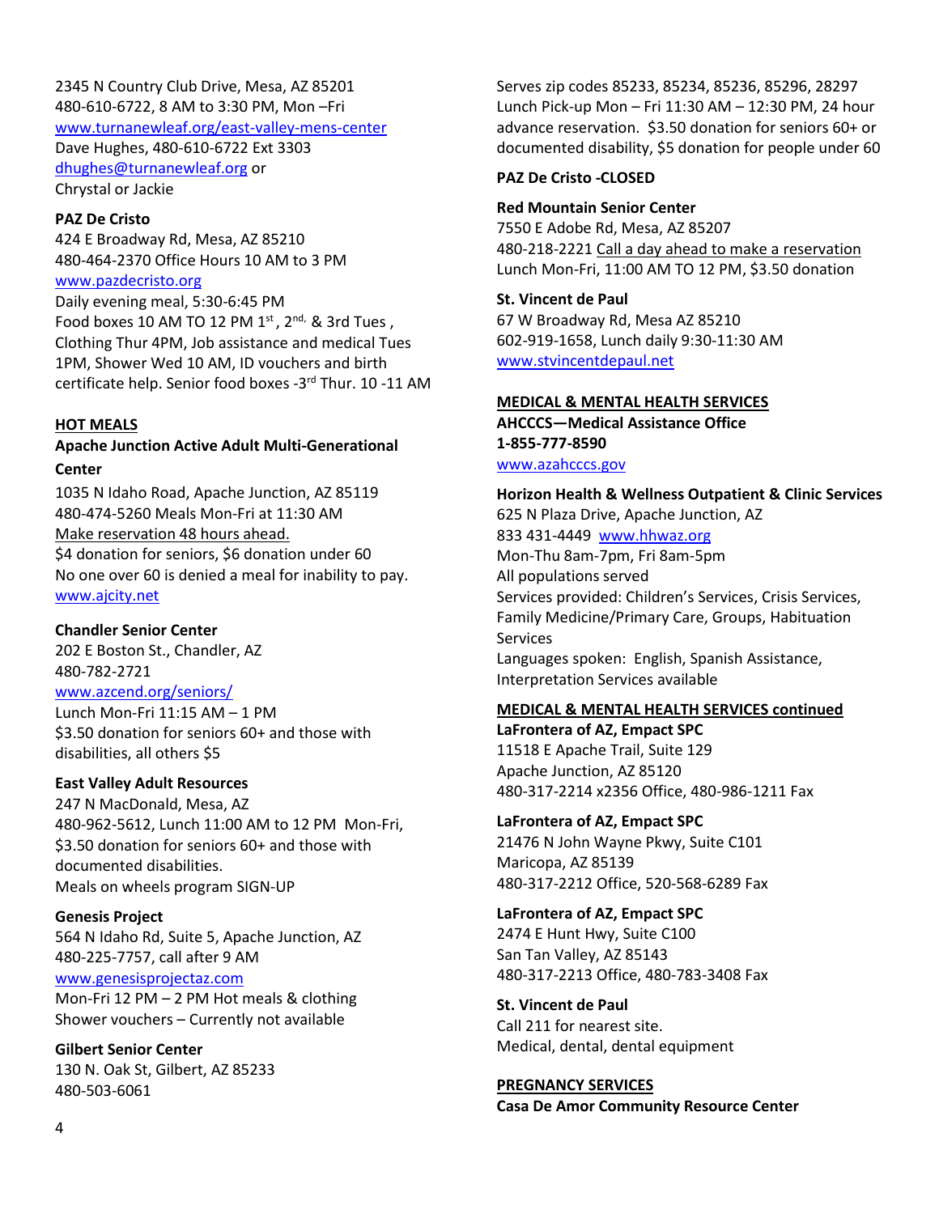2345 N Country Club Drive, Mesa, AZ 85201
480-610-6722, 8 AM to 3:30 PM, Mon –Fri
www.turnanewleaf.org/east-valley-mens-center
Dave Hughes, 480-610-6722 Ext 3303
dhughes@turnanewleaf.org or
Chrystal or Jackie

**PAZ De Cristo**
424 E Broadway Rd, Mesa, AZ 85210
480-464-2370 Office Hours 10 AM to 3 PM
www.pazdecristo.org
Daily evening meal, 5:30-6:45 PM
Food boxes 10 AM TO 12 PM 1st, 2nd, & 3rd Tues ,
Clothing Thur 4PM, Job assistance and medical Tues 1PM, Shower Wed 10 AM, ID vouchers and birth certificate help. Senior food boxes -3rd Thur. 10 -11 AM

## HOT MEALS

**Apache Junction Active Adult Multi-Generational Center**
1035 N Idaho Road, Apache Junction, AZ 85119
480-474-5260 Meals Mon-Fri at 11:30 AM
Make reservation 48 hours ahead.
$4 donation for seniors, $6 donation under 60
No one over 60 is denied a meal for inability to pay.
www.ajcity.net

**Chandler Senior Center**
202 E Boston St., Chandler, AZ
480-782-2721
www.azcend.org/seniors/
Lunch Mon-Fri 11:15 AM – 1 PM
$3.50 donation for seniors 60+ and those with disabilities, all others $5

**East Valley Adult Resources**
247 N MacDonald, Mesa, AZ
480-962-5612, Lunch 11:00 AM to 12 PM Mon-Fri,
$3.50 donation for seniors 60+ and those with documented disabilities.
Meals on wheels program SIGN-UP

**Genesis Project**
564 N Idaho Rd, Suite 5, Apache Junction, AZ
480-225-7757, call after 9 AM
www.genesisprojectaz.com
Mon-Fri 12 PM – 2 PM Hot meals & clothing
Shower vouchers – Currently not available

**Gilbert Senior Center**
130 N. Oak St, Gilbert, AZ 85233
480-503-6061
Serves zip codes 85233, 85234, 85236, 85296, 28297
Lunch Pick-up Mon – Fri 11:30 AM – 12:30 PM, 24 hour advance reservation. $3.50 donation for seniors 60+ or documented disability, $5 donation for people under 60

**PAZ De Cristo -CLOSED**

**Red Mountain Senior Center**
7550 E Adobe Rd, Mesa, AZ 85207
480-218-2221 Call a day ahead to make a reservation
Lunch Mon-Fri, 11:00 AM TO 12 PM, $3.50 donation

**St. Vincent de Paul**
67 W Broadway Rd, Mesa AZ 85210
602-919-1658, Lunch daily 9:30-11:30 AM
www.stvincentdepaul.net

## MEDICAL & MENTAL HEALTH SERVICES

**AHCCCS—Medical Assistance Office**
**1-855-777-8590**
www.azahcccs.gov

**Horizon Health & Wellness Outpatient & Clinic Services**
625 N Plaza Drive, Apache Junction, AZ
833 431-4449 www.hhwaz.org
Mon-Thu 8am-7pm, Fri 8am-5pm
All populations served
Services provided: Children's Services, Crisis Services, Family Medicine/Primary Care, Groups, Habituation Services
Languages spoken: English, Spanish Assistance, Interpretation Services available

## MEDICAL & MENTAL HEALTH SERVICES continued

**LaFrontera of AZ, Empact SPC**
11518 E Apache Trail, Suite 129
Apache Junction, AZ 85120
480-317-2214 x2356 Office, 480-986-1211 Fax

**LaFrontera of AZ, Empact SPC**
21476 N John Wayne Pkwy, Suite C101
Maricopa, AZ 85139
480-317-2212 Office, 520-568-6289 Fax

**LaFrontera of AZ, Empact SPC**
2474 E Hunt Hwy, Suite C100
San Tan Valley, AZ 85143
480-317-2213 Office, 480-783-3408 Fax

**St. Vincent de Paul**
Call 211 for nearest site.
Medical, dental, dental equipment

## PREGNANCY SERVICES

**Casa De Amor Community Resource Center**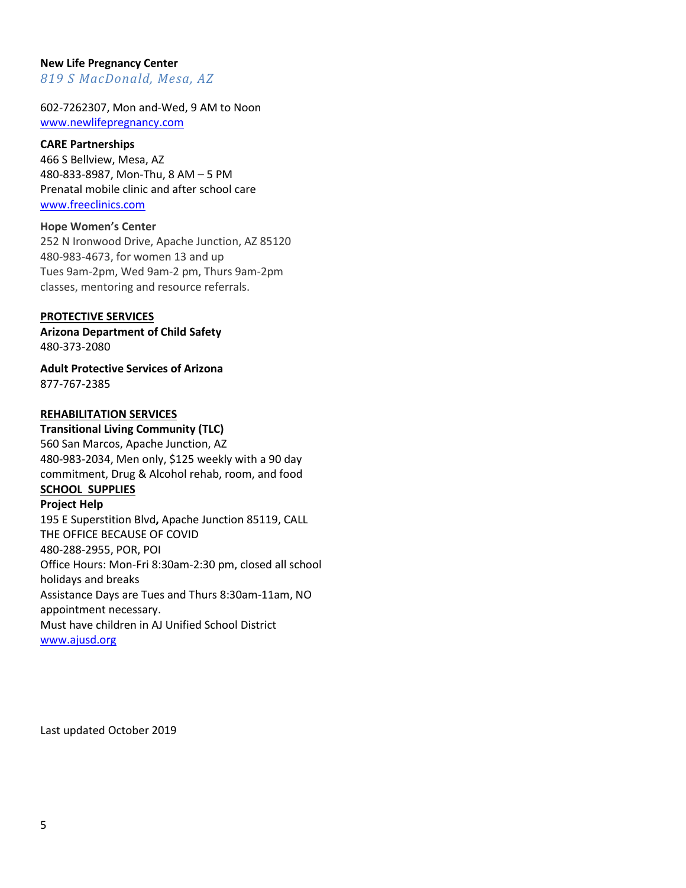**New Life Pregnancy Center**
*819 S MacDonald, Mesa, AZ*

602-7262307, Mon and-Wed, 9 AM to Noon
www.newlifepregnancy.com

**CARE Partnerships**
466 S Bellview, Mesa, AZ
480-833-8987, Mon-Thu, 8 AM – 5 PM
Prenatal mobile clinic and after school care
www.freeclinics.com

**Hope Women's Center**
252 N Ironwood Drive, Apache Junction, AZ 85120
480-983-4673, for women 13 and up
Tues 9am-2pm, Wed 9am-2 pm, Thurs 9am-2pm
classes, mentoring and resource referrals.

**PROTECTIVE SERVICES**

**Arizona Department of Child Safety**
480-373-2080

**Adult Protective Services of Arizona**
877-767-2385

**REHABILITATION SERVICES**

**Transitional Living Community (TLC)**
560 San Marcos, Apache Junction, AZ
480-983-2034, Men only, $125 weekly with a 90 day commitment, Drug & Alcohol rehab, room, and food

**SCHOOL SUPPLIES**

**Project Help**
195 E Superstition Blvd**,** Apache Junction 85119, CALL THE OFFICE BECAUSE OF COVID
480-288-2955, POR, POI
Office Hours: Mon-Fri 8:30am-2:30 pm, closed all school holidays and breaks
Assistance Days are Tues and Thurs 8:30am-11am, NO appointment necessary.
Must have children in AJ Unified School District
www.ajusd.org

Last updated October 2019